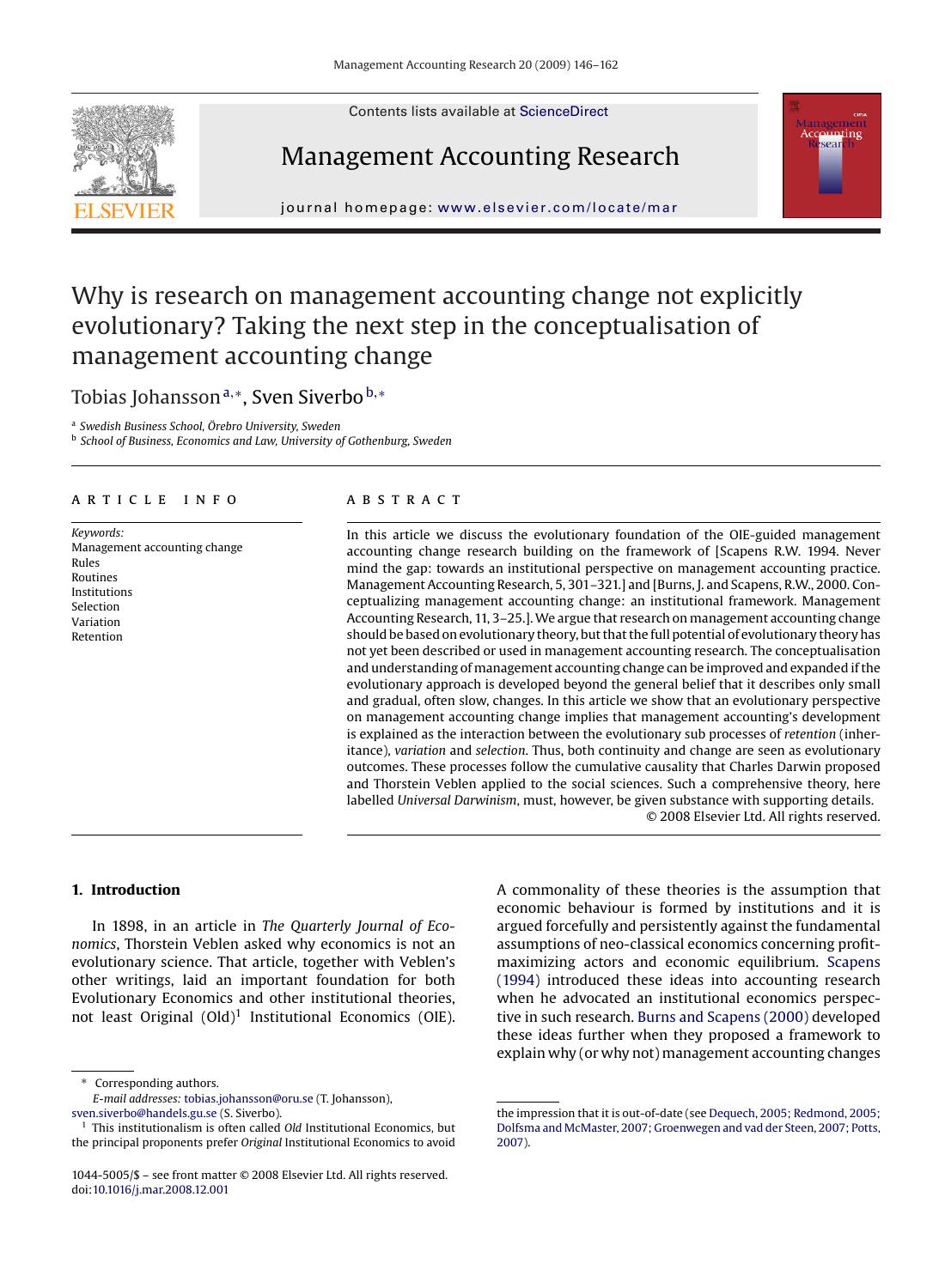# Why is research on management accounting change not explicitly evolutionary? Taking the next step in the conceptualisation of management accounting change

Tobias Johansson[a,*], Sven Siverbo[b,*]

[a] Swedish Business School, Örebro University, Sweden
[b] School of Business, Economics and Law, University of Gothenburg, Sweden

**ARTICLE INFO**

*Keywords:*
Management accounting change
Rules
Routines
Institutions
Selection
Variation
Retention

**ABSTRACT**

In this article we discuss the evolutionary foundation of the OIE-guided management accounting change research building on the framework of [Scapens R.W. 1994. Never mind the gap: towards an institutional perspective on management accounting practice. Management Accounting Research, 5, 301–321.] and [Burns, J. and Scapens, R.W., 2000. Conceptualizing management accounting change: an institutional framework. Management Accounting Research, 11, 3–25.]. We argue that research on management accounting change should be based on evolutionary theory, but that the full potential of evolutionary theory has not yet been described or used in management accounting research. The conceptualisation and understanding of management accounting change can be improved and expanded if the evolutionary approach is developed beyond the general belief that it describes only small and gradual, often slow, changes. In this article we show that an evolutionary perspective on management accounting change implies that management accounting's development is explained as the interaction between the evolutionary sub processes of *retention* (inheritance), *variation* and *selection*. Thus, both continuity and change are seen as evolutionary outcomes. These processes follow the cumulative causality that Charles Darwin proposed and Thorstein Veblen applied to the social sciences. Such a comprehensive theory, here labelled *Universal Darwinism*, must, however, be given substance with supporting details.

© 2008 Elsevier Ltd. All rights reserved.

## 1. Introduction

In 1898, in an article in *The Quarterly Journal of Economics*, Thorstein Veblen asked why economics is not an evolutionary science. That article, together with Veblen's other writings, laid an important foundation for both Evolutionary Economics and other institutional theories, not least Original (Old)[1] Institutional Economics (OIE). A commonality of these theories is the assumption that economic behaviour is formed by institutions and it is argued forcefully and persistently against the fundamental assumptions of neo-classical economics concerning profit-maximizing actors and economic equilibrium. Scapens (1994) introduced these ideas into accounting research when he advocated an institutional economics perspective in such research. Burns and Scapens (2000) developed these ideas further when they proposed a framework to explain why (or why not) management accounting changes

\* Corresponding authors.
*E-mail addresses:* tobias.johansson@oru.se (T. Johansson), sven.siverbo@handels.gu.se (S. Siverbo).

[1] This institutionalism is often called *Old* Institutional Economics, but the principal proponents prefer *Original* Institutional Economics to avoid the impression that it is out-of-date (see Dequech, 2005; Redmond, 2005; Dolfsma and McMaster, 2007; Groenwegen and vad der Steen, 2007; Potts, 2007).

1044-5005/$ – see front matter © 2008 Elsevier Ltd. All rights reserved.
doi:10.1016/j.mar.2008.12.001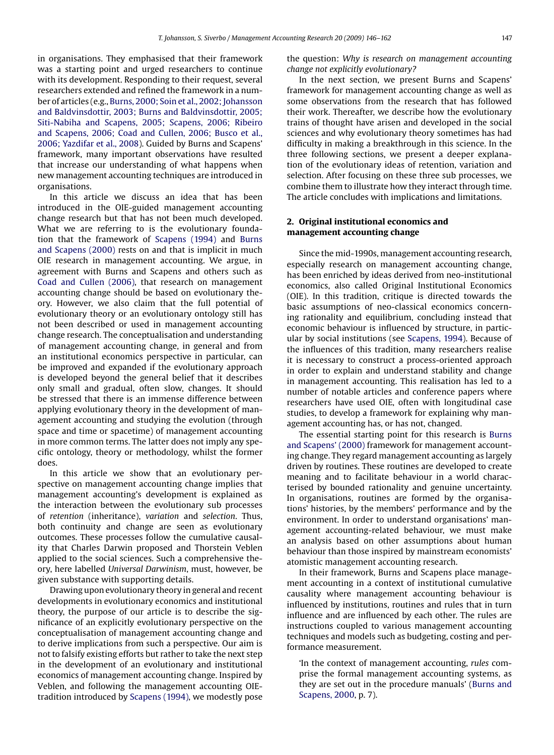in organisations. They emphasised that their framework was a starting point and urged researchers to continue with its development. Responding to their request, several researchers extended and refined the framework in a number of articles (e.g., Burns, 2000; Soin et al., 2002; Johansson and Baldvinsdottir, 2003; Burns and Baldvinsdottir, 2005; Siti-Nabiha and Scapens, 2005; Scapens, 2006; Ribeiro and Scapens, 2006; Coad and Cullen, 2006; Busco et al., 2006; Yazdifar et al., 2008). Guided by Burns and Scapens' framework, many important observations have resulted that increase our understanding of what happens when new management accounting techniques are introduced in organisations.

In this article we discuss an idea that has been introduced in the OIE-guided management accounting change research but that has not been much developed. What we are referring to is the evolutionary foundation that the framework of Scapens (1994) and Burns and Scapens (2000) rests on and that is implicit in much OIE research in management accounting. We argue, in agreement with Burns and Scapens and others such as Coad and Cullen (2006), that research on management accounting change should be based on evolutionary theory. However, we also claim that the full potential of evolutionary theory or an evolutionary ontology still has not been described or used in management accounting change research. The conceptualisation and understanding of management accounting change, in general and from an institutional economics perspective in particular, can be improved and expanded if the evolutionary approach is developed beyond the general belief that it describes only small and gradual, often slow, changes. It should be stressed that there is an immense difference between applying evolutionary theory in the development of management accounting and studying the evolution (through space and time or spacetime) of management accounting in more common terms. The latter does not imply any specific ontology, theory or methodology, whilst the former does.

In this article we show that an evolutionary perspective on management accounting change implies that management accounting's development is explained as the interaction between the evolutionary sub processes of *retention* (inheritance), *variation* and *selection*. Thus, both continuity and change are seen as evolutionary outcomes. These processes follow the cumulative causality that Charles Darwin proposed and Thorstein Veblen applied to the social sciences. Such a comprehensive theory, here labelled *Universal Darwinism*, must, however, be given substance with supporting details.

Drawing upon evolutionary theory in general and recent developments in evolutionary economics and institutional theory, the purpose of our article is to describe the significance of an explicitly evolutionary perspective on the conceptualisation of management accounting change and to derive implications from such a perspective. Our aim is not to falsify existing efforts but rather to take the next step in the development of an evolutionary and institutional economics of management accounting change. Inspired by Veblen, and following the management accounting OIE-tradition introduced by Scapens (1994), we modestly pose the question: *Why is research on management accounting change not explicitly evolutionary?*

In the next section, we present Burns and Scapens' framework for management accounting change as well as some observations from the research that has followed their work. Thereafter, we describe how the evolutionary trains of thought have arisen and developed in the social sciences and why evolutionary theory sometimes has had difficulty in making a breakthrough in this science. In the three following sections, we present a deeper explanation of the evolutionary ideas of retention, variation and selection. After focusing on these three sub processes, we combine them to illustrate how they interact through time. The article concludes with implications and limitations.

## 2. Original institutional economics and management accounting change

Since the mid-1990s, management accounting research, especially research on management accounting change, has been enriched by ideas derived from neo-institutional economics, also called Original Institutional Economics (OIE). In this tradition, critique is directed towards the basic assumptions of neo-classical economics concerning rationality and equilibrium, concluding instead that economic behaviour is influenced by structure, in particular by social institutions (see Scapens, 1994). Because of the influences of this tradition, many researchers realise it is necessary to construct a process-oriented approach in order to explain and understand stability and change in management accounting. This realisation has led to a number of notable articles and conference papers where researchers have used OIE, often with longitudinal case studies, to develop a framework for explaining why management accounting has, or has not, changed.

The essential starting point for this research is Burns and Scapens' (2000) framework for management accounting change. They regard management accounting as largely driven by routines. These routines are developed to create meaning and to facilitate behaviour in a world characterised by bounded rationality and genuine uncertainty. In organisations, routines are formed by the organisations' histories, by the members' performance and by the environment. In order to understand organisations' management accounting-related behaviour, we must make an analysis based on other assumptions about human behaviour than those inspired by mainstream economists' atomistic management accounting research.

In their framework, Burns and Scapens place management accounting in a context of institutional cumulative causality where management accounting behaviour is influenced by institutions, routines and rules that in turn influence and are influenced by each other. The rules are instructions coupled to various management accounting techniques and models such as budgeting, costing and performance measurement.

> 'In the context of management accounting, *rules* comprise the formal management accounting systems, as they are set out in the procedure manuals' (Burns and Scapens, 2000, p. 7).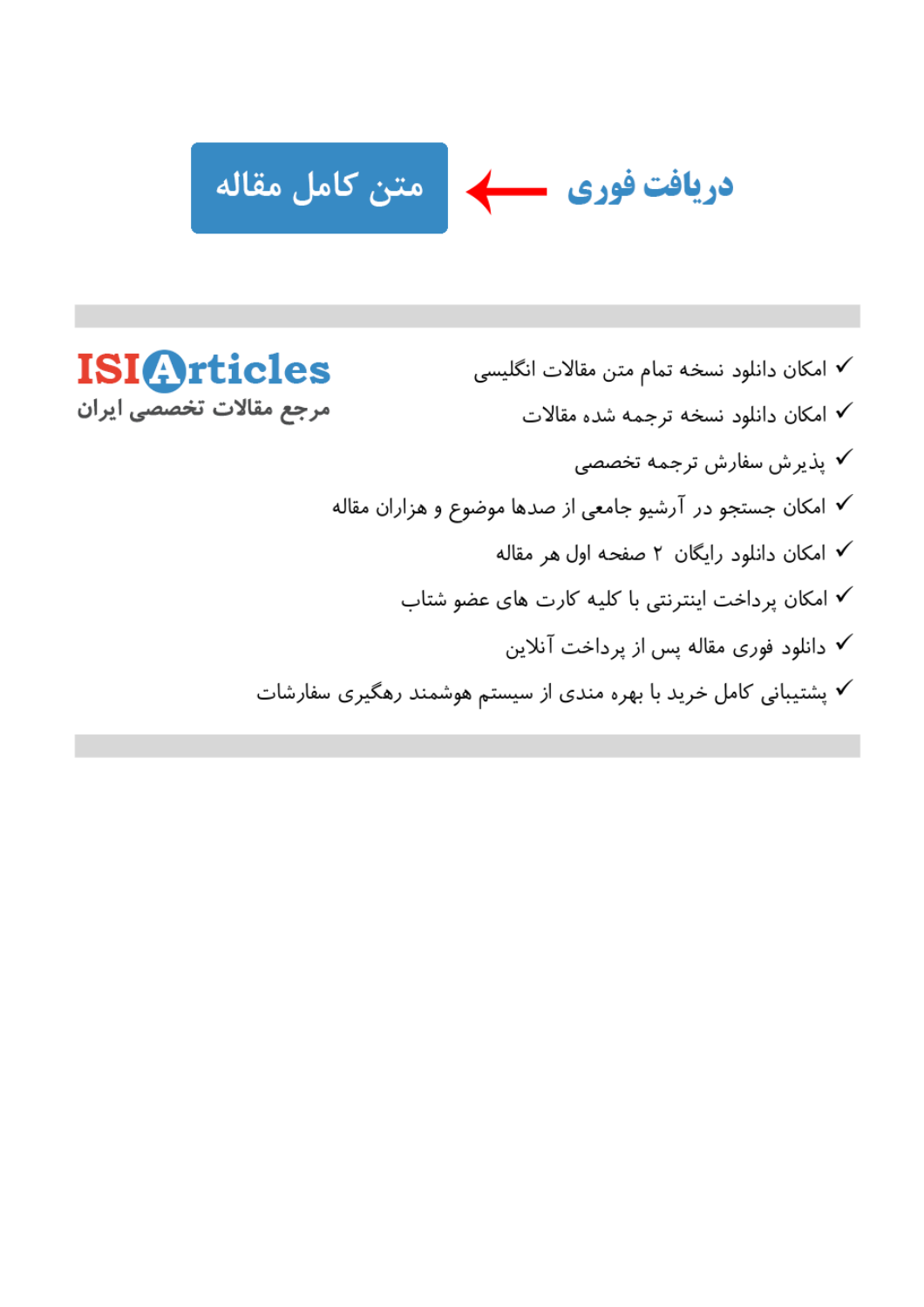دریافت فوری ← **متن کامل مقاله**

**ISIArticles**
مرجع مقالات تخصصی ایران

- ✓ امکان دانلود نسخه تمام متن مقالات انگلیسی
- ✓ امکان دانلود نسخه ترجمه شده مقالات
- ✓ پذیرش سفارش ترجمه تخصصی
- ✓ امکان جستجو در آرشیو جامعی از صدها موضوع و هزاران مقاله
- ✓ امکان دانلود رایگان ۲ صفحه اول هر مقاله
- ✓ امکان پرداخت اینترنتی با کلیه کارت های عضو شتاب
- ✓ دانلود فوری مقاله پس از پرداخت آنلاین
- ✓ پشتیبانی کامل خرید با بهره مندی از سیستم هوشمند رهگیری سفارشات